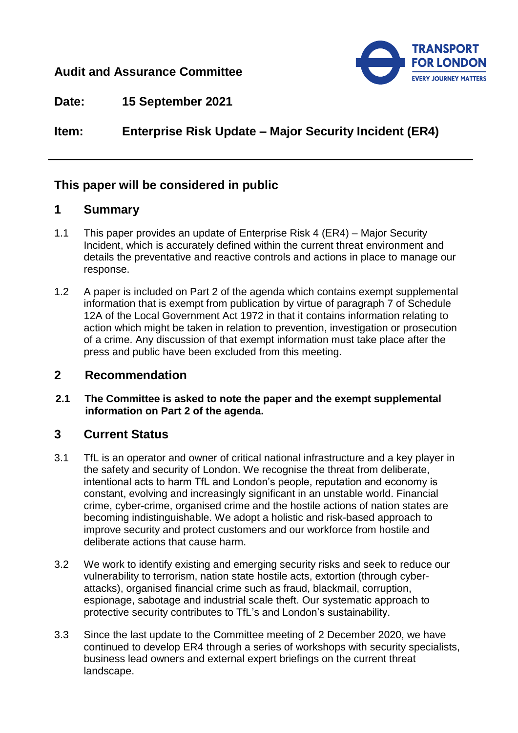**Audit and Assurance Committee**

**Date:** **15 September 2021**

**Item:** **Enterprise Risk Update – Major Security Incident (ER4)**

---

## This paper will be considered in public

## 1 Summary

1.1 This paper provides an update of Enterprise Risk 4 (ER4) – Major Security Incident, which is accurately defined within the current threat environment and details the preventative and reactive controls and actions in place to manage our response.

1.2 A paper is included on Part 2 of the agenda which contains exempt supplemental information that is exempt from publication by virtue of paragraph 7 of Schedule 12A of the Local Government Act 1972 in that it contains information relating to action which might be taken in relation to prevention, investigation or prosecution of a crime. Any discussion of that exempt information must take place after the press and public have been excluded from this meeting.

## 2 Recommendation

**2.1 The Committee is asked to note the paper and the exempt supplemental information on Part 2 of the agenda.**

## 3 Current Status

3.1 TfL is an operator and owner of critical national infrastructure and a key player in the safety and security of London. We recognise the threat from deliberate, intentional acts to harm TfL and London's people, reputation and economy is constant, evolving and increasingly significant in an unstable world. Financial crime, cyber-crime, organised crime and the hostile actions of nation states are becoming indistinguishable. We adopt a holistic and risk-based approach to improve security and protect customers and our workforce from hostile and deliberate actions that cause harm.

3.2 We work to identify existing and emerging security risks and seek to reduce our vulnerability to terrorism, nation state hostile acts, extortion (through cyber-attacks), organised financial crime such as fraud, blackmail, corruption, espionage, sabotage and industrial scale theft. Our systematic approach to protective security contributes to TfL's and London's sustainability.

3.3 Since the last update to the Committee meeting of 2 December 2020, we have continued to develop ER4 through a series of workshops with security specialists, business lead owners and external expert briefings on the current threat landscape.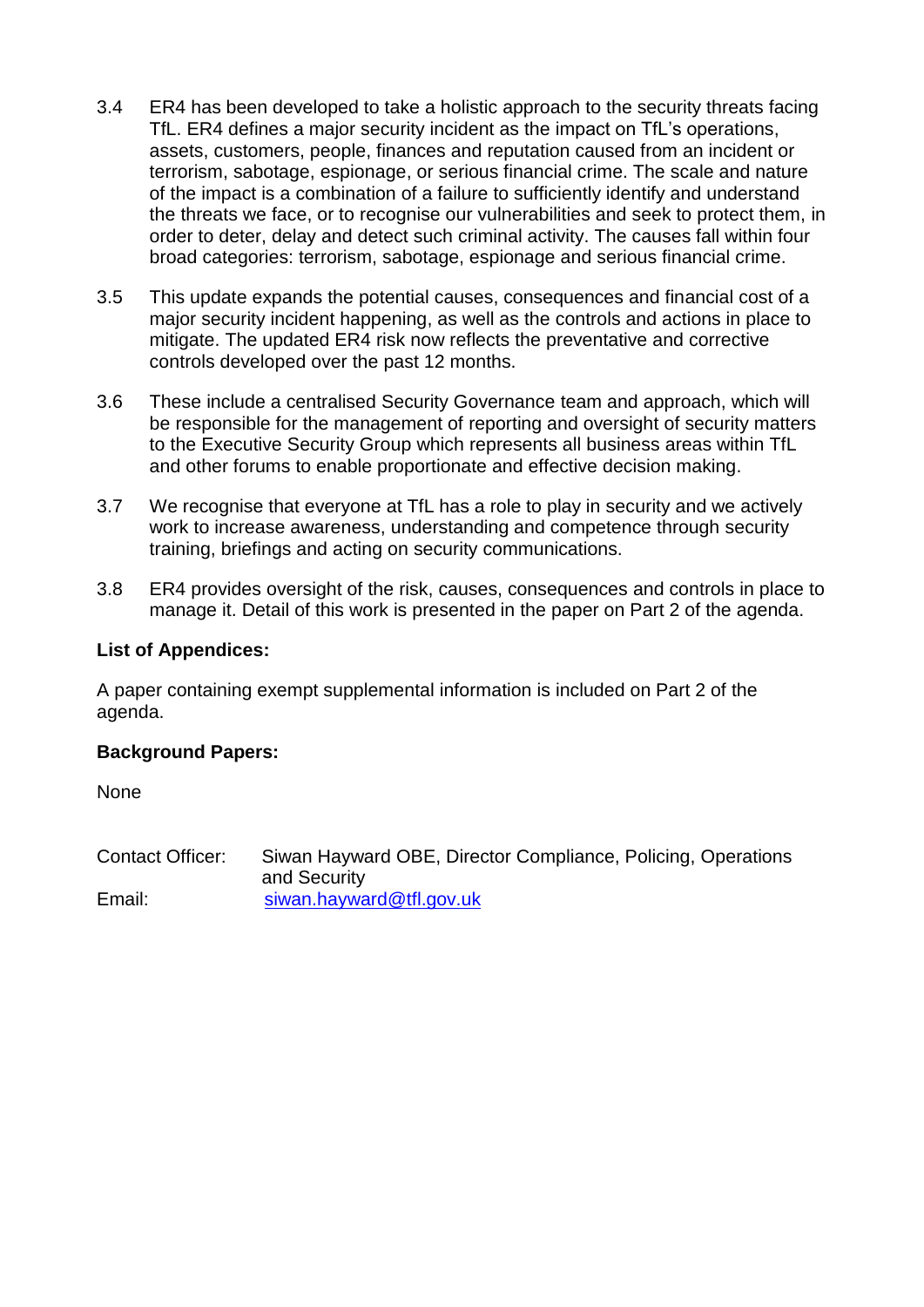3.4 ER4 has been developed to take a holistic approach to the security threats facing TfL. ER4 defines a major security incident as the impact on TfL's operations, assets, customers, people, finances and reputation caused from an incident or terrorism, sabotage, espionage, or serious financial crime. The scale and nature of the impact is a combination of a failure to sufficiently identify and understand the threats we face, or to recognise our vulnerabilities and seek to protect them, in order to deter, delay and detect such criminal activity. The causes fall within four broad categories: terrorism, sabotage, espionage and serious financial crime.

3.5 This update expands the potential causes, consequences and financial cost of a major security incident happening, as well as the controls and actions in place to mitigate. The updated ER4 risk now reflects the preventative and corrective controls developed over the past 12 months.

3.6 These include a centralised Security Governance team and approach, which will be responsible for the management of reporting and oversight of security matters to the Executive Security Group which represents all business areas within TfL and other forums to enable proportionate and effective decision making.

3.7 We recognise that everyone at TfL has a role to play in security and we actively work to increase awareness, understanding and competence through security training, briefings and acting on security communications.

3.8 ER4 provides oversight of the risk, causes, consequences and controls in place to manage it. Detail of this work is presented in the paper on Part 2 of the agenda.

**List of Appendices:**

A paper containing exempt supplemental information is included on Part 2 of the agenda.

**Background Papers:**

None

Contact Officer: Siwan Hayward OBE, Director Compliance, Policing, Operations and Security
Email: siwan.hayward@tfl.gov.uk